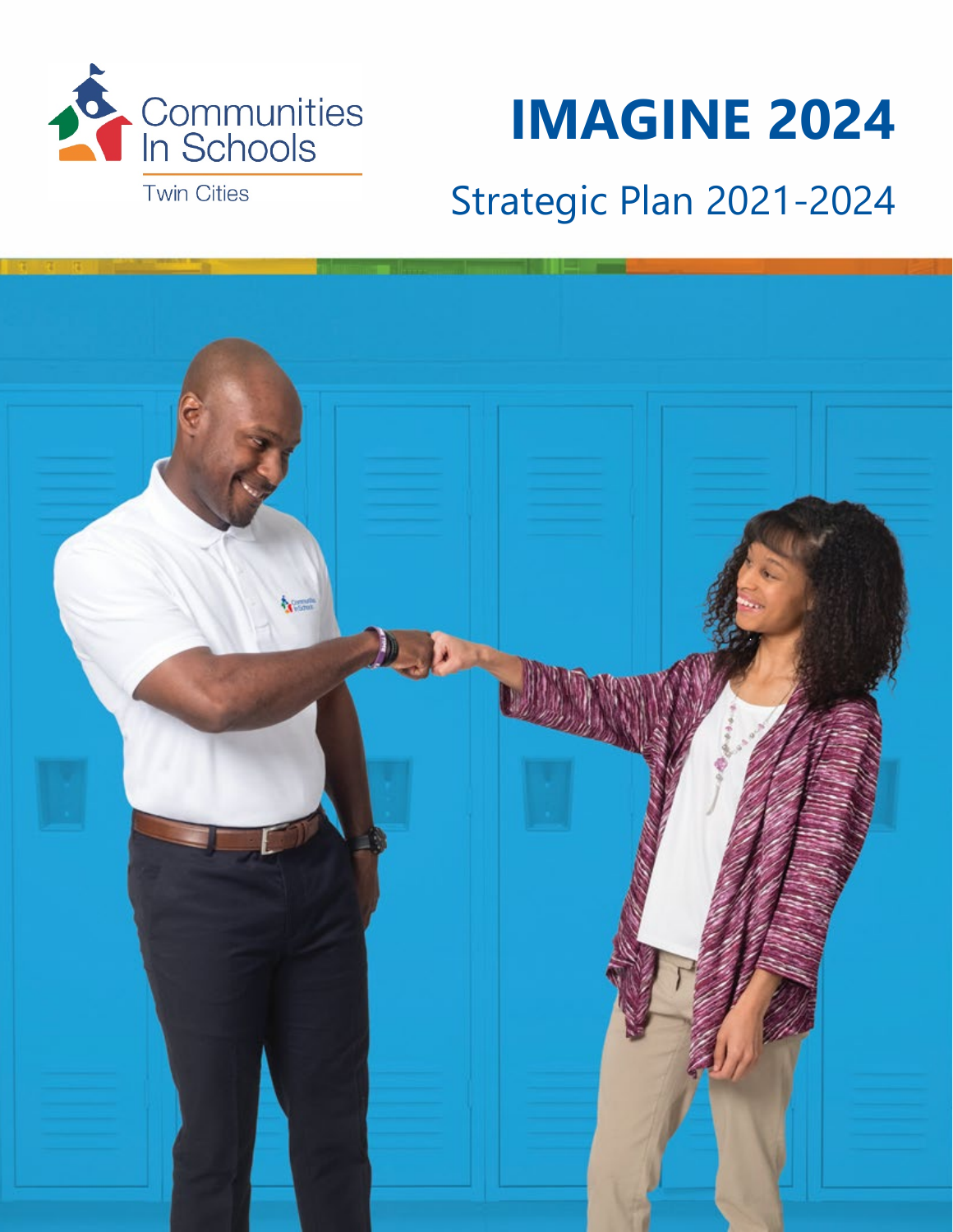Communities In Schools

Twin Cities

# IMAGINE 2024

## Strategic Plan 2021-2024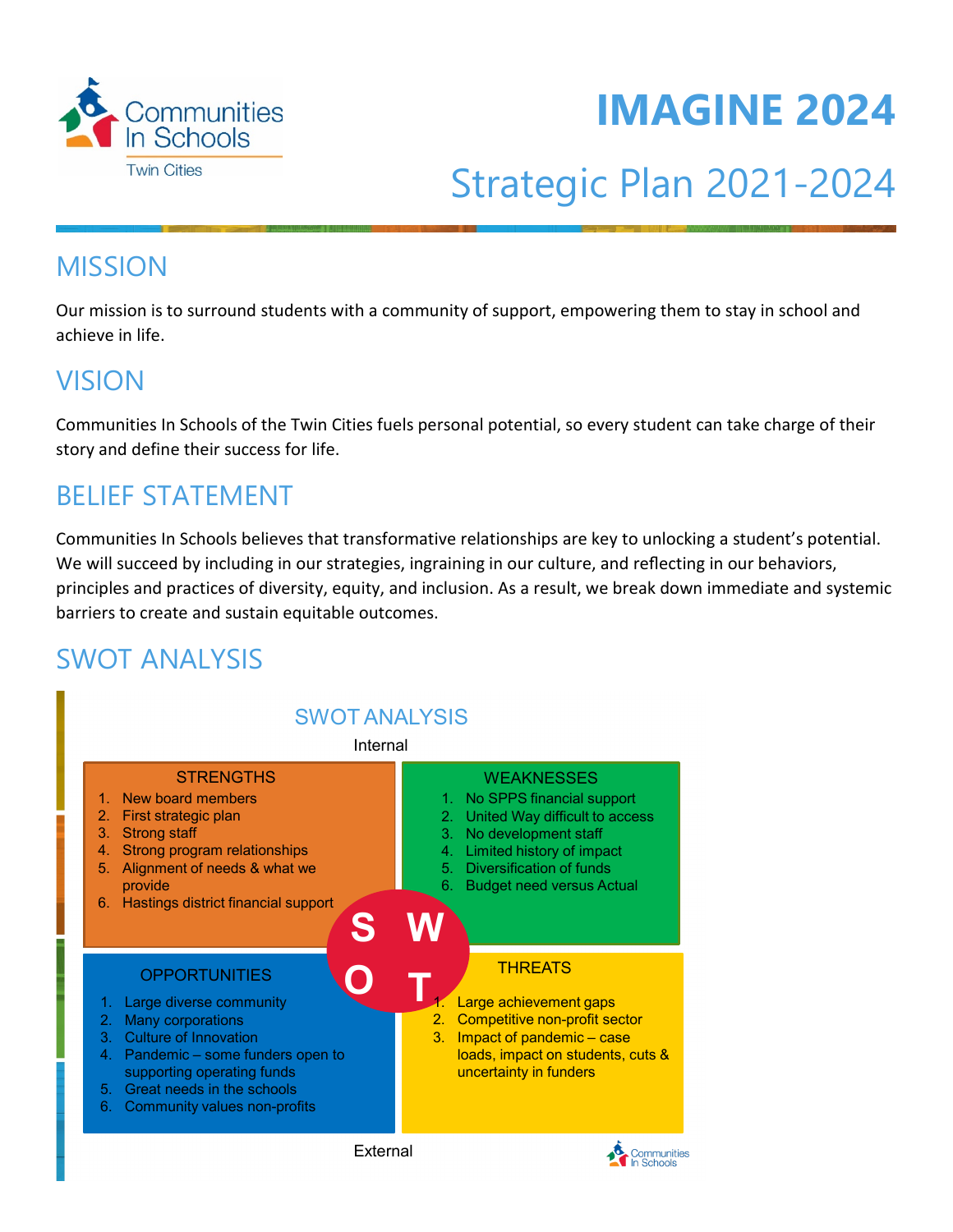# IMAGINE 2024

## Strategic Plan 2021-2024

## MISSION

Our mission is to surround students with a community of support, empowering them to stay in school and achieve in life.

## VISION

Communities In Schools of the Twin Cities fuels personal potential, so every student can take charge of their story and define their success for life.

## BELIEF STATEMENT

Communities In Schools believes that transformative relationships are key to unlocking a student's potential. We will succeed by including in our strategies, ingraining in our culture, and reflecting in our behaviors, principles and practices of diversity, equity, and inclusion. As a result, we break down immediate and systemic barriers to create and sustain equitable outcomes.

## SWOT ANALYSIS

### SWOT ANALYSIS

Internal

**STRENGTHS**

1. New board members
2. First strategic plan
3. Strong staff
4. Strong program relationships
5. Alignment of needs & what we provide
6. Hastings district financial support

**WEAKNESSES**

1. No SPPS financial support
2. United Way difficult to access
3. No development staff
4. Limited history of impact
5. Diversification of funds
6. Budget need versus Actual

**OPPORTUNITIES**

1. Large diverse community
2. Many corporations
3. Culture of Innovation
4. Pandemic – some funders open to supporting operating funds
5. Great needs in the schools
6. Community values non-profits

**THREATS**

1. Large achievement gaps
2. Competitive non-profit sector
3. Impact of pandemic – case loads, impact on students, cuts & uncertainty in funders

External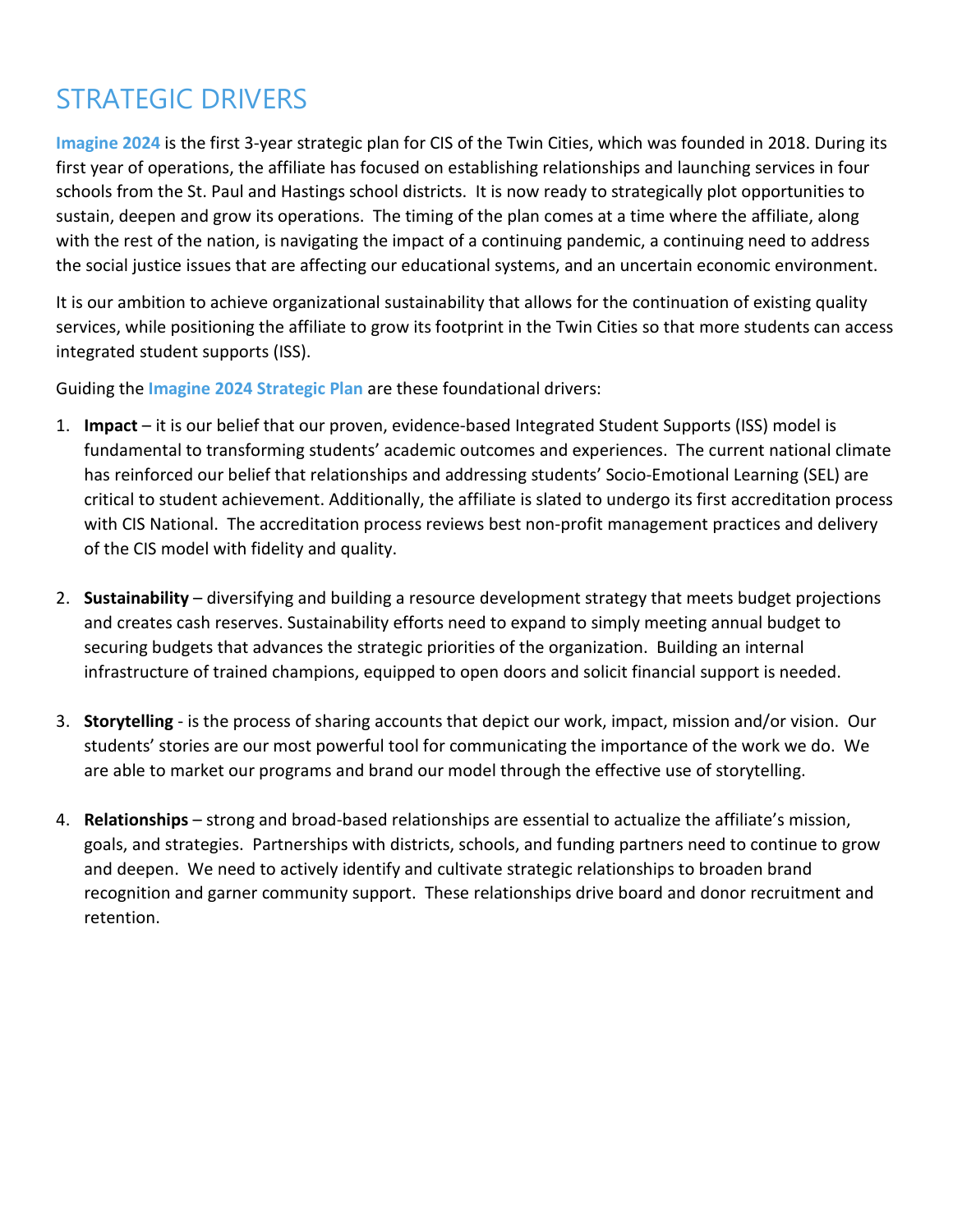# STRATEGIC DRIVERS

**Imagine 2024** is the first 3-year strategic plan for CIS of the Twin Cities, which was founded in 2018. During its first year of operations, the affiliate has focused on establishing relationships and launching services in four schools from the St. Paul and Hastings school districts. It is now ready to strategically plot opportunities to sustain, deepen and grow its operations. The timing of the plan comes at a time where the affiliate, along with the rest of the nation, is navigating the impact of a continuing pandemic, a continuing need to address the social justice issues that are affecting our educational systems, and an uncertain economic environment.

It is our ambition to achieve organizational sustainability that allows for the continuation of existing quality services, while positioning the affiliate to grow its footprint in the Twin Cities so that more students can access integrated student supports (ISS).

Guiding the **Imagine 2024 Strategic Plan** are these foundational drivers:

1. **Impact** – it is our belief that our proven, evidence-based Integrated Student Supports (ISS) model is fundamental to transforming students' academic outcomes and experiences. The current national climate has reinforced our belief that relationships and addressing students' Socio-Emotional Learning (SEL) are critical to student achievement. Additionally, the affiliate is slated to undergo its first accreditation process with CIS National. The accreditation process reviews best non-profit management practices and delivery of the CIS model with fidelity and quality.

2. **Sustainability** – diversifying and building a resource development strategy that meets budget projections and creates cash reserves. Sustainability efforts need to expand to simply meeting annual budget to securing budgets that advances the strategic priorities of the organization. Building an internal infrastructure of trained champions, equipped to open doors and solicit financial support is needed.

3. **Storytelling** - is the process of sharing accounts that depict our work, impact, mission and/or vision. Our students' stories are our most powerful tool for communicating the importance of the work we do. We are able to market our programs and brand our model through the effective use of storytelling.

4. **Relationships** – strong and broad-based relationships are essential to actualize the affiliate's mission, goals, and strategies. Partnerships with districts, schools, and funding partners need to continue to grow and deepen. We need to actively identify and cultivate strategic relationships to broaden brand recognition and garner community support. These relationships drive board and donor recruitment and retention.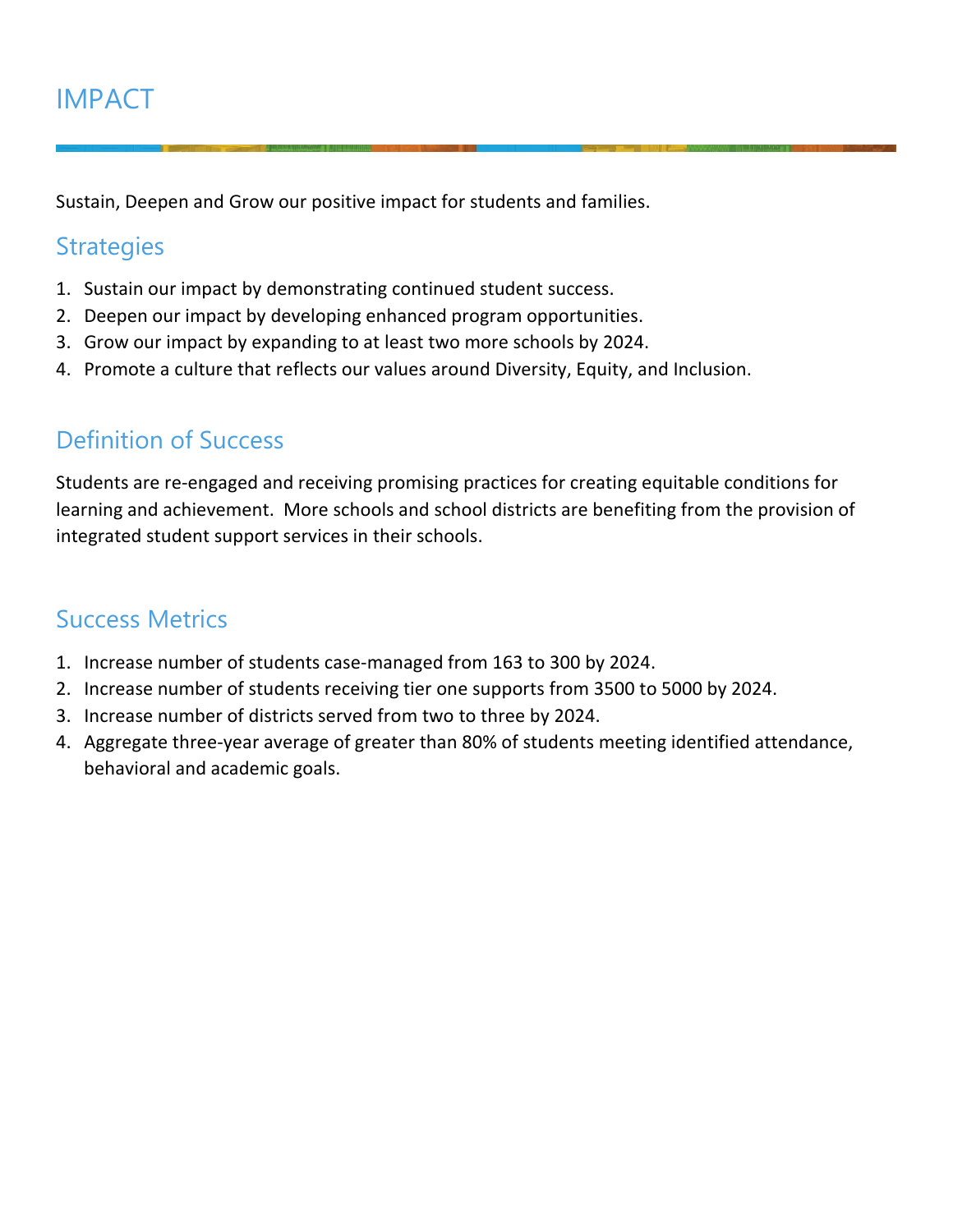# IMPACT

Sustain, Deepen and Grow our positive impact for students and families.

## Strategies

1. Sustain our impact by demonstrating continued student success.
2. Deepen our impact by developing enhanced program opportunities.
3. Grow our impact by expanding to at least two more schools by 2024.
4. Promote a culture that reflects our values around Diversity, Equity, and Inclusion.

## Definition of Success

Students are re-engaged and receiving promising practices for creating equitable conditions for learning and achievement. More schools and school districts are benefiting from the provision of integrated student support services in their schools.

## Success Metrics

1. Increase number of students case-managed from 163 to 300 by 2024.
2. Increase number of students receiving tier one supports from 3500 to 5000 by 2024.
3. Increase number of districts served from two to three by 2024.
4. Aggregate three-year average of greater than 80% of students meeting identified attendance, behavioral and academic goals.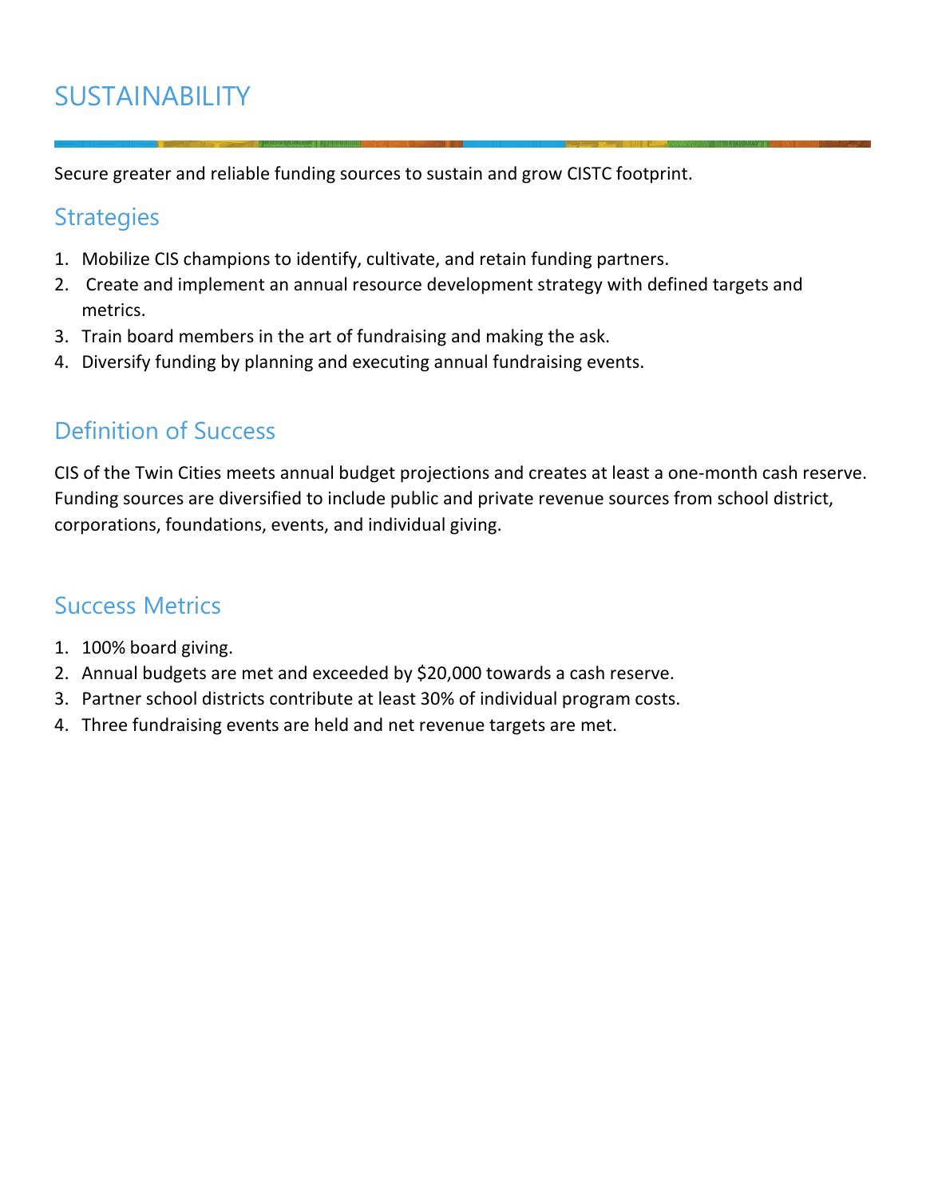# SUSTAINABILITY

Secure greater and reliable funding sources to sustain and grow CISTC footprint.

## Strategies

1. Mobilize CIS champions to identify, cultivate, and retain funding partners.
2. Create and implement an annual resource development strategy with defined targets and metrics.
3. Train board members in the art of fundraising and making the ask.
4. Diversify funding by planning and executing annual fundraising events.

## Definition of Success

CIS of the Twin Cities meets annual budget projections and creates at least a one-month cash reserve. Funding sources are diversified to include public and private revenue sources from school district, corporations, foundations, events, and individual giving.

## Success Metrics

1. 100% board giving.
2. Annual budgets are met and exceeded by $20,000 towards a cash reserve.
3. Partner school districts contribute at least 30% of individual program costs.
4. Three fundraising events are held and net revenue targets are met.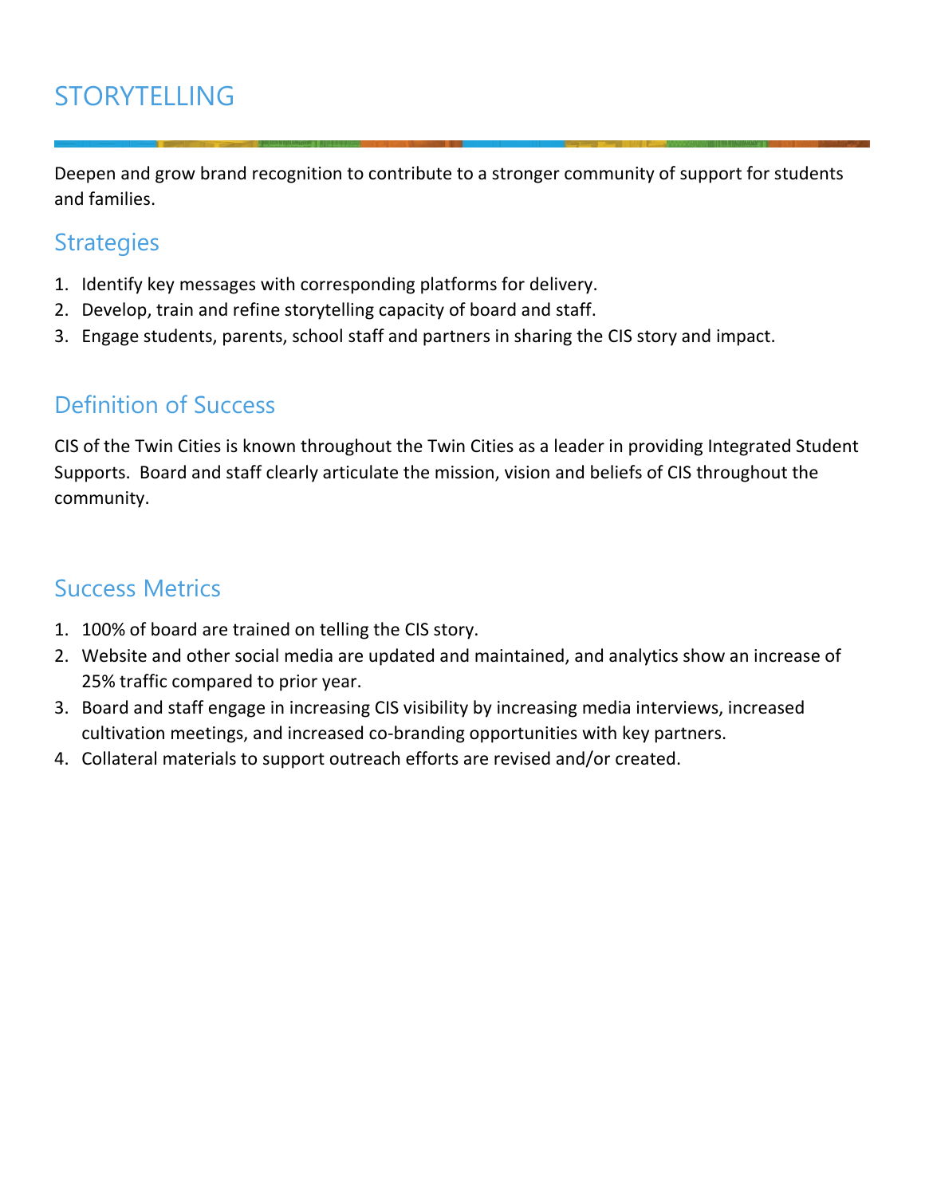# STORYTELLING

Deepen and grow brand recognition to contribute to a stronger community of support for students and families.

## Strategies

1. Identify key messages with corresponding platforms for delivery.
2. Develop, train and refine storytelling capacity of board and staff.
3. Engage students, parents, school staff and partners in sharing the CIS story and impact.

## Definition of Success

CIS of the Twin Cities is known throughout the Twin Cities as a leader in providing Integrated Student Supports. Board and staff clearly articulate the mission, vision and beliefs of CIS throughout the community.

## Success Metrics

1. 100% of board are trained on telling the CIS story.
2. Website and other social media are updated and maintained, and analytics show an increase of 25% traffic compared to prior year.
3. Board and staff engage in increasing CIS visibility by increasing media interviews, increased cultivation meetings, and increased co-branding opportunities with key partners.
4. Collateral materials to support outreach efforts are revised and/or created.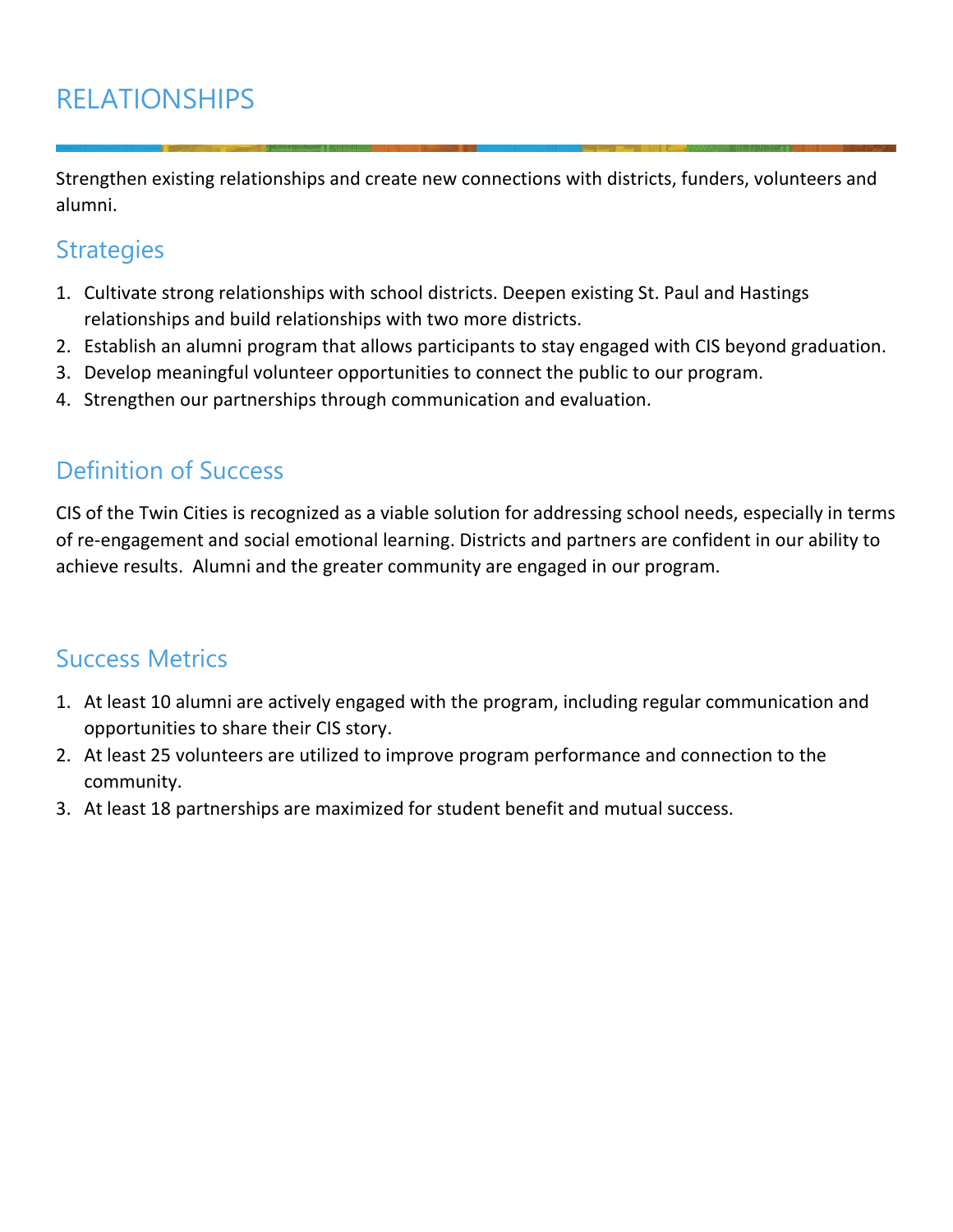# RELATIONSHIPS

Strengthen existing relationships and create new connections with districts, funders, volunteers and alumni.

## Strategies

1. Cultivate strong relationships with school districts. Deepen existing St. Paul and Hastings relationships and build relationships with two more districts.
2. Establish an alumni program that allows participants to stay engaged with CIS beyond graduation.
3. Develop meaningful volunteer opportunities to connect the public to our program.
4. Strengthen our partnerships through communication and evaluation.

## Definition of Success

CIS of the Twin Cities is recognized as a viable solution for addressing school needs, especially in terms of re-engagement and social emotional learning. Districts and partners are confident in our ability to achieve results. Alumni and the greater community are engaged in our program.

## Success Metrics

1. At least 10 alumni are actively engaged with the program, including regular communication and opportunities to share their CIS story.
2. At least 25 volunteers are utilized to improve program performance and connection to the community.
3. At least 18 partnerships are maximized for student benefit and mutual success.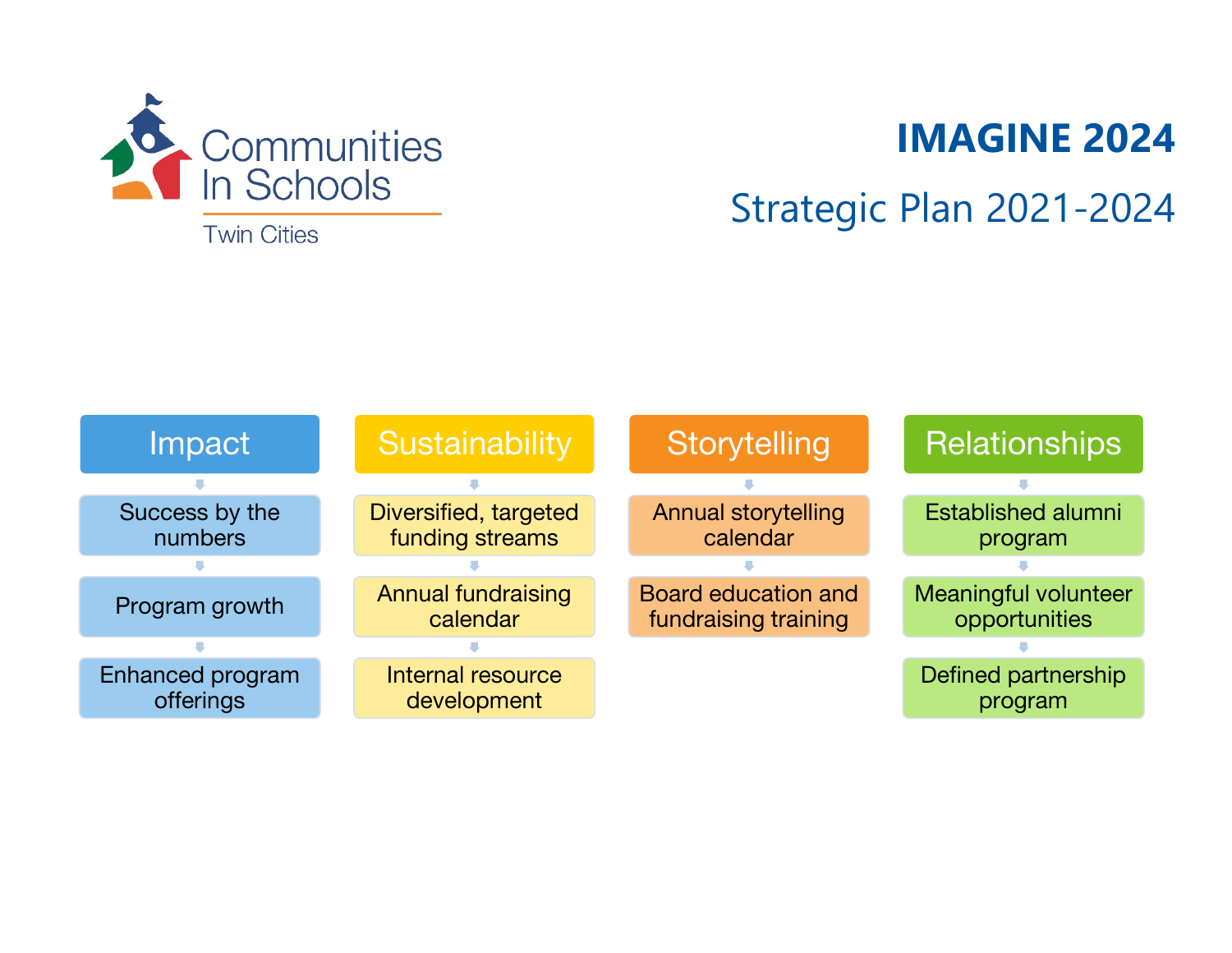Communities In Schools

Twin Cities

# IMAGINE 2024

## Strategic Plan 2021-2024

### Impact

- Success by the numbers
- Program growth
- Enhanced program offerings

### Sustainability

- Diversified, targeted funding streams
- Annual fundraising calendar
- Internal resource development

### Storytelling

- Annual storytelling calendar
- Board education and fundraising training

### Relationships

- Established alumni program
- Meaningful volunteer opportunities
- Defined partnership program